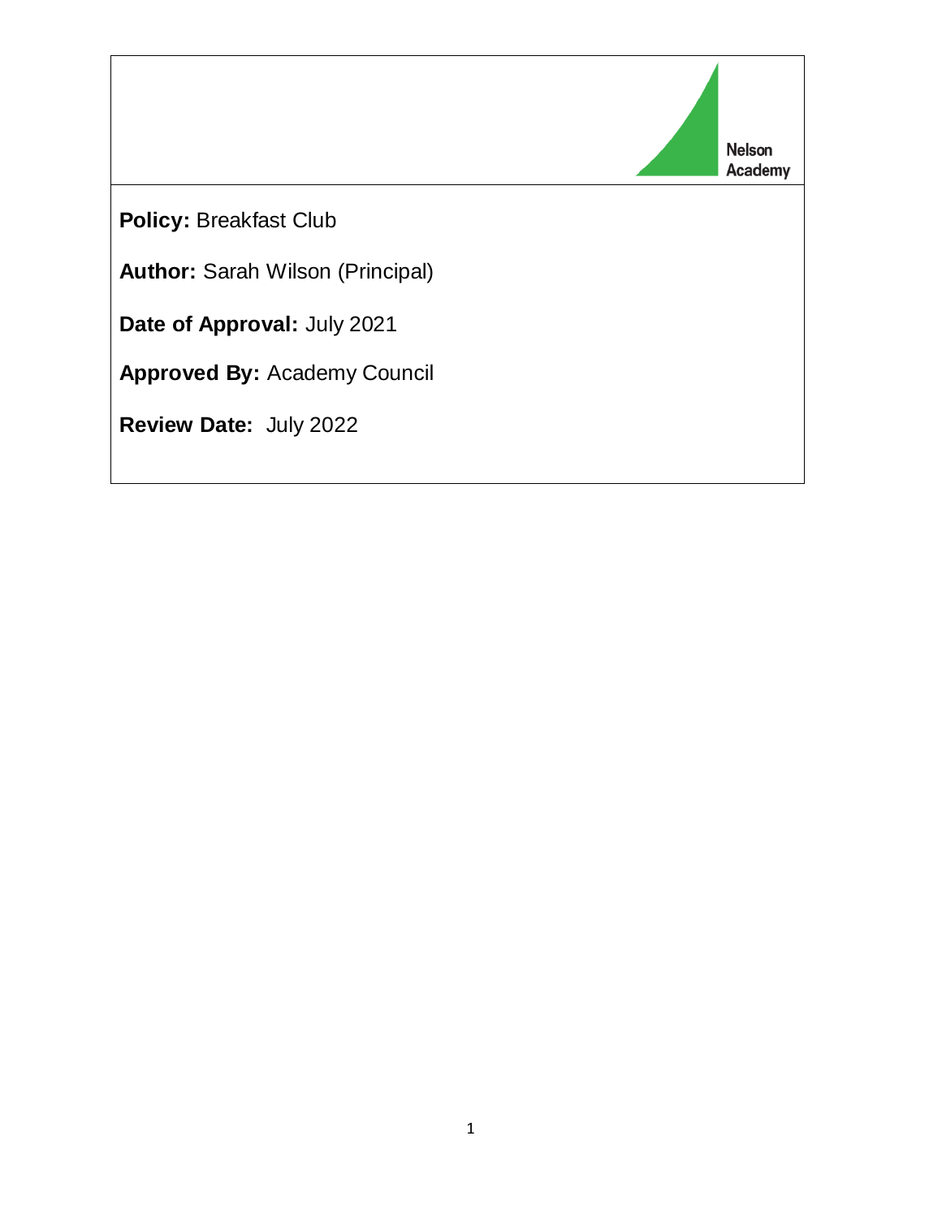Nelson Academy

**Policy:** Breakfast Club

**Author:** Sarah Wilson (Principal)

**Date of Approval:** July 2021

**Approved By:** Academy Council

**Review Date:** July 2022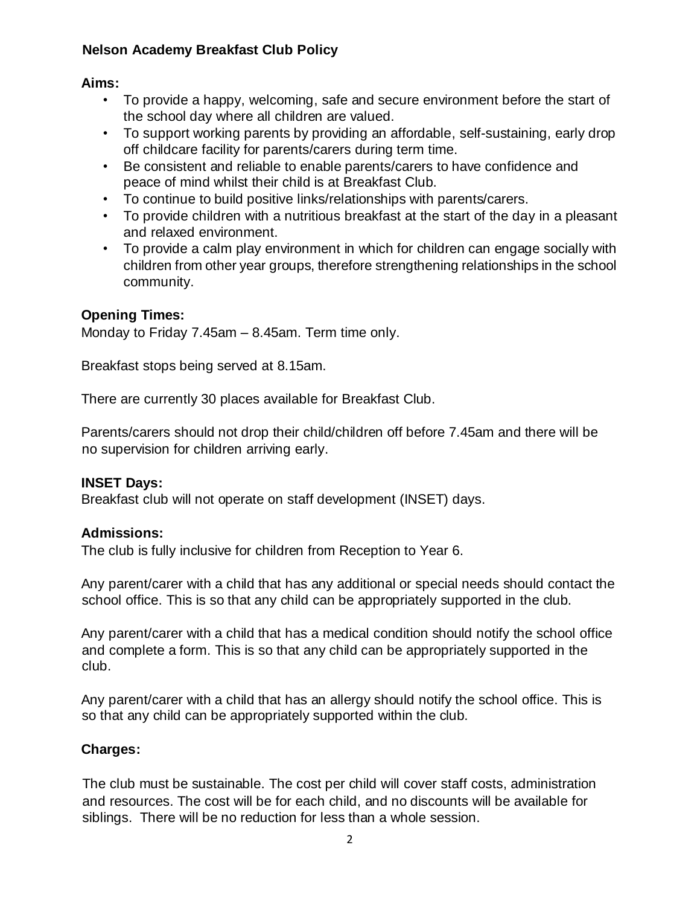# Nelson Academy Breakfast Club Policy

## Aims:

- To provide a happy, welcoming, safe and secure environment before the start of the school day where all children are valued.
- To support working parents by providing an affordable, self-sustaining, early drop off childcare facility for parents/carers during term time.
- Be consistent and reliable to enable parents/carers to have confidence and peace of mind whilst their child is at Breakfast Club.
- To continue to build positive links/relationships with parents/carers.
- To provide children with a nutritious breakfast at the start of the day in a pleasant and relaxed environment.
- To provide a calm play environment in which for children can engage socially with children from other year groups, therefore strengthening relationships in the school community.

## Opening Times:

Monday to Friday 7.45am – 8.45am. Term time only.

Breakfast stops being served at 8.15am.

There are currently 30 places available for Breakfast Club.

Parents/carers should not drop their child/children off before 7.45am and there will be no supervision for children arriving early.

## INSET Days:

Breakfast club will not operate on staff development (INSET) days.

## Admissions:

The club is fully inclusive for children from Reception to Year 6.

Any parent/carer with a child that has any additional or special needs should contact the school office. This is so that any child can be appropriately supported in the club.

Any parent/carer with a child that has a medical condition should notify the school office and complete a form. This is so that any child can be appropriately supported in the club.

Any parent/carer with a child that has an allergy should notify the school office. This is so that any child can be appropriately supported within the club.

## Charges:

The club must be sustainable. The cost per child will cover staff costs, administration and resources. The cost will be for each child, and no discounts will be available for siblings. There will be no reduction for less than a whole session.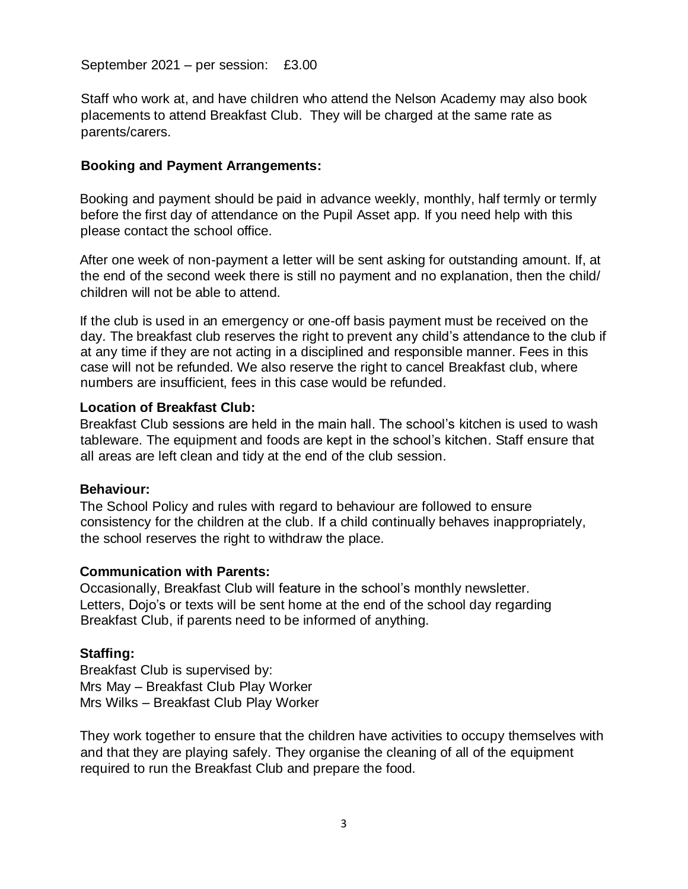September 2021 – per session: £3.00

Staff who work at, and have children who attend the Nelson Academy may also book placements to attend Breakfast Club. They will be charged at the same rate as parents/carers.

**Booking and Payment Arrangements:**

Booking and payment should be paid in advance weekly, monthly, half termly or termly before the first day of attendance on the Pupil Asset app. If you need help with this please contact the school office.

After one week of non-payment a letter will be sent asking for outstanding amount. If, at the end of the second week there is still no payment and no explanation, then the child/ children will not be able to attend.

If the club is used in an emergency or one-off basis payment must be received on the day. The breakfast club reserves the right to prevent any child's attendance to the club if at any time if they are not acting in a disciplined and responsible manner. Fees in this case will not be refunded. We also reserve the right to cancel Breakfast club, where numbers are insufficient, fees in this case would be refunded.

**Location of Breakfast Club:**

Breakfast Club sessions are held in the main hall. The school's kitchen is used to wash tableware. The equipment and foods are kept in the school's kitchen. Staff ensure that all areas are left clean and tidy at the end of the club session.

**Behaviour:**

The School Policy and rules with regard to behaviour are followed to ensure consistency for the children at the club. If a child continually behaves inappropriately, the school reserves the right to withdraw the place.

**Communication with Parents:**

Occasionally, Breakfast Club will feature in the school's monthly newsletter. Letters, Dojo's or texts will be sent home at the end of the school day regarding Breakfast Club, if parents need to be informed of anything.

**Staffing:**

Breakfast Club is supervised by:
Mrs May – Breakfast Club Play Worker
Mrs Wilks – Breakfast Club Play Worker

They work together to ensure that the children have activities to occupy themselves with and that they are playing safely. They organise the cleaning of all of the equipment required to run the Breakfast Club and prepare the food.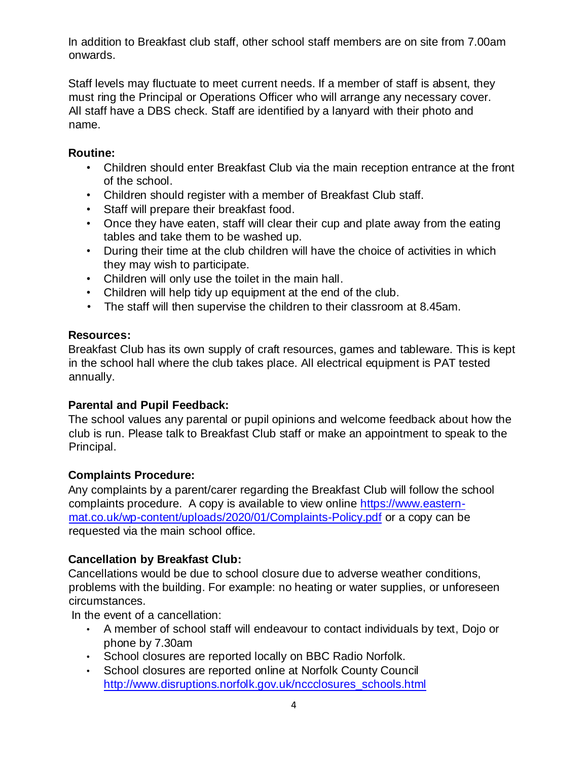In addition to Breakfast club staff, other school staff members are on site from 7.00am onwards.

Staff levels may fluctuate to meet current needs. If a member of staff is absent, they must ring the Principal or Operations Officer who will arrange any necessary cover. All staff have a DBS check. Staff are identified by a lanyard with their photo and name.

**Routine:**

- Children should enter Breakfast Club via the main reception entrance at the front of the school.
- Children should register with a member of Breakfast Club staff.
- Staff will prepare their breakfast food.
- Once they have eaten, staff will clear their cup and plate away from the eating tables and take them to be washed up.
- During their time at the club children will have the choice of activities in which they may wish to participate.
- Children will only use the toilet in the main hall.
- Children will help tidy up equipment at the end of the club.
- The staff will then supervise the children to their classroom at 8.45am.

**Resources:**

Breakfast Club has its own supply of craft resources, games and tableware. This is kept in the school hall where the club takes place. All electrical equipment is PAT tested annually.

**Parental and Pupil Feedback:**

The school values any parental or pupil opinions and welcome feedback about how the club is run. Please talk to Breakfast Club staff or make an appointment to speak to the Principal.

**Complaints Procedure:**

Any complaints by a parent/carer regarding the Breakfast Club will follow the school complaints procedure. A copy is available to view online https://www.eastern-mat.co.uk/wp-content/uploads/2020/01/Complaints-Policy.pdf or a copy can be requested via the main school office.

**Cancellation by Breakfast Club:**

Cancellations would be due to school closure due to adverse weather conditions, problems with the building. For example: no heating or water supplies, or unforeseen circumstances.

In the event of a cancellation:

- A member of school staff will endeavour to contact individuals by text, Dojo or phone by 7.30am
- School closures are reported locally on BBC Radio Norfolk.
- School closures are reported online at Norfolk County Council http://www.disruptions.norfolk.gov.uk/nccclosures_schools.html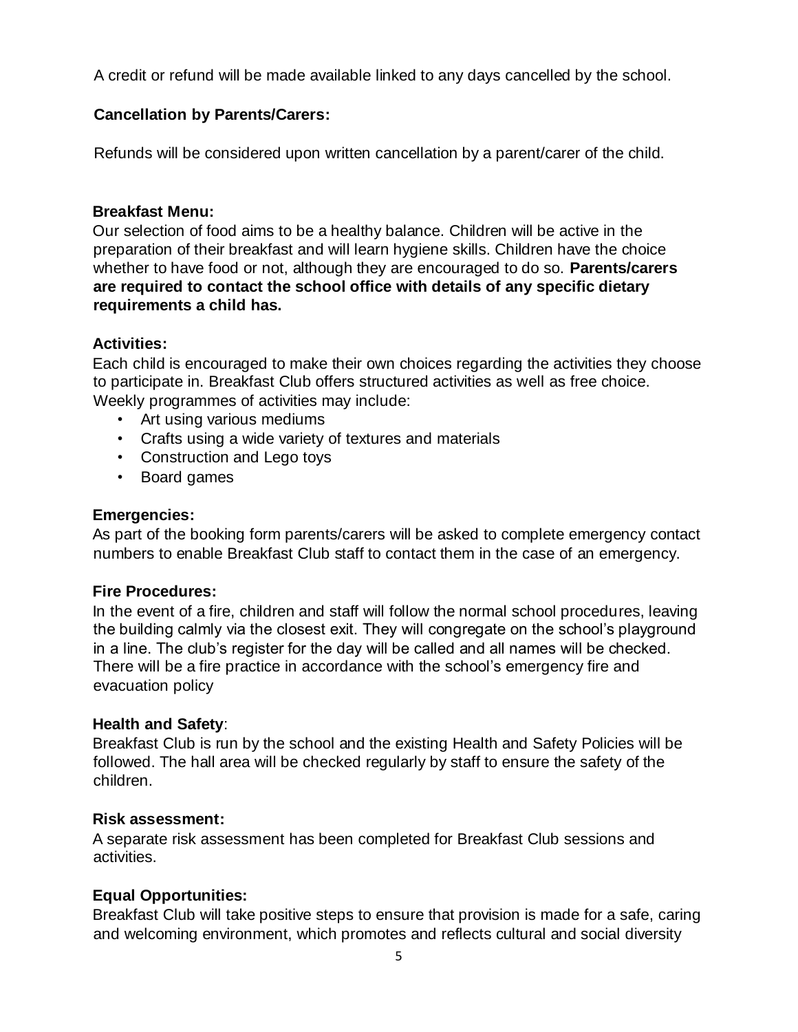A credit or refund will be made available linked to any days cancelled by the school.

**Cancellation by Parents/Carers:**

Refunds will be considered upon written cancellation by a parent/carer of the child.

**Breakfast Menu:**

Our selection of food aims to be a healthy balance. Children will be active in the preparation of their breakfast and will learn hygiene skills. Children have the choice whether to have food or not, although they are encouraged to do so. **Parents/carers are required to contact the school office with details of any specific dietary requirements a child has.**

**Activities:**

Each child is encouraged to make their own choices regarding the activities they choose to participate in. Breakfast Club offers structured activities as well as free choice. Weekly programmes of activities may include:

- Art using various mediums
- Crafts using a wide variety of textures and materials
- Construction and Lego toys
- Board games

**Emergencies:**

As part of the booking form parents/carers will be asked to complete emergency contact numbers to enable Breakfast Club staff to contact them in the case of an emergency.

**Fire Procedures:**

In the event of a fire, children and staff will follow the normal school procedures, leaving the building calmly via the closest exit. They will congregate on the school's playground in a line. The club's register for the day will be called and all names will be checked. There will be a fire practice in accordance with the school's emergency fire and evacuation policy

**Health and Safety**:

Breakfast Club is run by the school and the existing Health and Safety Policies will be followed. The hall area will be checked regularly by staff to ensure the safety of the children.

**Risk assessment:**

A separate risk assessment has been completed for Breakfast Club sessions and activities.

**Equal Opportunities:**

Breakfast Club will take positive steps to ensure that provision is made for a safe, caring and welcoming environment, which promotes and reflects cultural and social diversity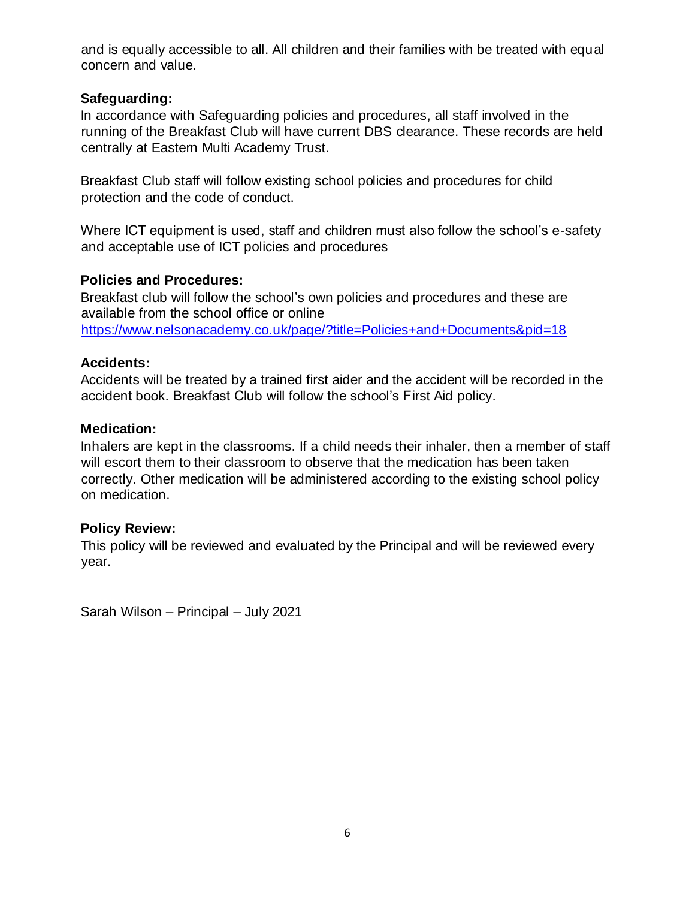and is equally accessible to all. All children and their families with be treated with equal concern and value.

**Safeguarding:**

In accordance with Safeguarding policies and procedures, all staff involved in the running of the Breakfast Club will have current DBS clearance. These records are held centrally at Eastern Multi Academy Trust.

Breakfast Club staff will follow existing school policies and procedures for child protection and the code of conduct.

Where ICT equipment is used, staff and children must also follow the school's e-safety and acceptable use of ICT policies and procedures

**Policies and Procedures:**

Breakfast club will follow the school's own policies and procedures and these are available from the school office or online
https://www.nelsonacademy.co.uk/page/?title=Policies+and+Documents&pid=18

**Accidents:**

Accidents will be treated by a trained first aider and the accident will be recorded in the accident book. Breakfast Club will follow the school's First Aid policy.

**Medication:**

Inhalers are kept in the classrooms. If a child needs their inhaler, then a member of staff will escort them to their classroom to observe that the medication has been taken correctly. Other medication will be administered according to the existing school policy on medication.

**Policy Review:**

This policy will be reviewed and evaluated by the Principal and will be reviewed every year.

Sarah Wilson – Principal – July 2021